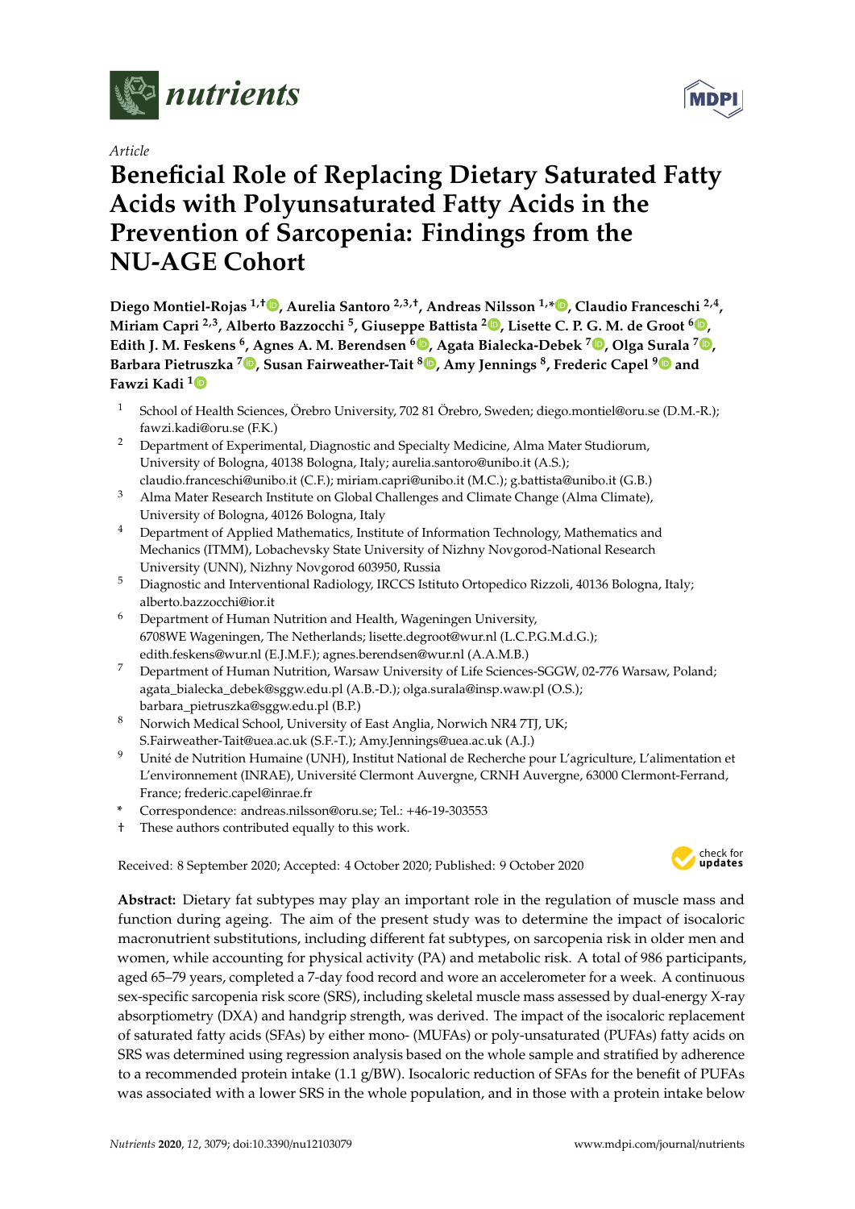*Article*

# Beneficial Role of Replacing Dietary Saturated Fatty Acids with Polyunsaturated Fatty Acids in the Prevention of Sarcopenia: Findings from the NU-AGE Cohort

**Diego Montiel-Rojas [1,†], Aurelia Santoro [2,3,†], Andreas Nilsson [1,*], Claudio Franceschi [2,4], Miriam Capri [2,3], Alberto Bazzocchi [5], Giuseppe Battista [2], Lisette C. P. G. M. de Groot [6], Edith J. M. Feskens [6], Agnes A. M. Berendsen [6], Agata Bialecka-Debek [7], Olga Surala [7], Barbara Pietruszka [7], Susan Fairweather-Tait [8], Amy Jennings [8], Frederic Capel [9] and Fawzi Kadi [1]**

1. School of Health Sciences, Örebro University, 702 81 Örebro, Sweden; diego.montiel@oru.se (D.M.-R.); fawzi.kadi@oru.se (F.K.)
2. Department of Experimental, Diagnostic and Specialty Medicine, Alma Mater Studiorum, University of Bologna, 40138 Bologna, Italy; aurelia.santoro@unibo.it (A.S.); claudio.franceschi@unibo.it (C.F.); miriam.capri@unibo.it (M.C.); g.battista@unibo.it (G.B.)
3. Alma Mater Research Institute on Global Challenges and Climate Change (Alma Climate), University of Bologna, 40126 Bologna, Italy
4. Department of Applied Mathematics, Institute of Information Technology, Mathematics and Mechanics (ITMM), Lobachevsky State University of Nizhny Novgorod-National Research University (UNN), Nizhny Novgorod 603950, Russia
5. Diagnostic and Interventional Radiology, IRCCS Istituto Ortopedico Rizzoli, 40136 Bologna, Italy; alberto.bazzocchi@ior.it
6. Department of Human Nutrition and Health, Wageningen University, 6708WE Wageningen, The Netherlands; lisette.degroot@wur.nl (L.C.P.G.M.d.G.); edith.feskens@wur.nl (E.J.M.F.); agnes.berendsen@wur.nl (A.A.M.B.)
7. Department of Human Nutrition, Warsaw University of Life Sciences-SGGW, 02-776 Warsaw, Poland; agata_bialecka_debek@sggw.edu.pl (A.B.-D.); olga.surala@insp.waw.pl (O.S.); barbara_pietruszka@sggw.edu.pl (B.P.)
8. Norwich Medical School, University of East Anglia, Norwich NR4 7TJ, UK; S.Fairweather-Tait@uea.ac.uk (S.F.-T.); Amy.Jennings@uea.ac.uk (A.J.)
9. Unité de Nutrition Humaine (UNH), Institut National de Recherche pour L'agriculture, L'alimentation et L'environnement (INRAE), Université Clermont Auvergne, CRNH Auvergne, 63000 Clermont-Ferrand, France; frederic.capel@inrae.fr

\* Correspondence: andreas.nilsson@oru.se; Tel.: +46-19-303553

† These authors contributed equally to this work.

Received: 8 September 2020; Accepted: 4 October 2020; Published: 9 October 2020

**Abstract:** Dietary fat subtypes may play an important role in the regulation of muscle mass and function during ageing. The aim of the present study was to determine the impact of isocaloric macronutrient substitutions, including different fat subtypes, on sarcopenia risk in older men and women, while accounting for physical activity (PA) and metabolic risk. A total of 986 participants, aged 65–79 years, completed a 7-day food record and wore an accelerometer for a week. A continuous sex-specific sarcopenia risk score (SRS), including skeletal muscle mass assessed by dual-energy X-ray absorptiometry (DXA) and handgrip strength, was derived. The impact of the isocaloric replacement of saturated fatty acids (SFAs) by either mono- (MUFAs) or poly-unsaturated (PUFAs) fatty acids on SRS was determined using regression analysis based on the whole sample and stratified by adherence to a recommended protein intake (1.1 g/BW). Isocaloric reduction of SFAs for the benefit of PUFAs was associated with a lower SRS in the whole population, and in those with a protein intake below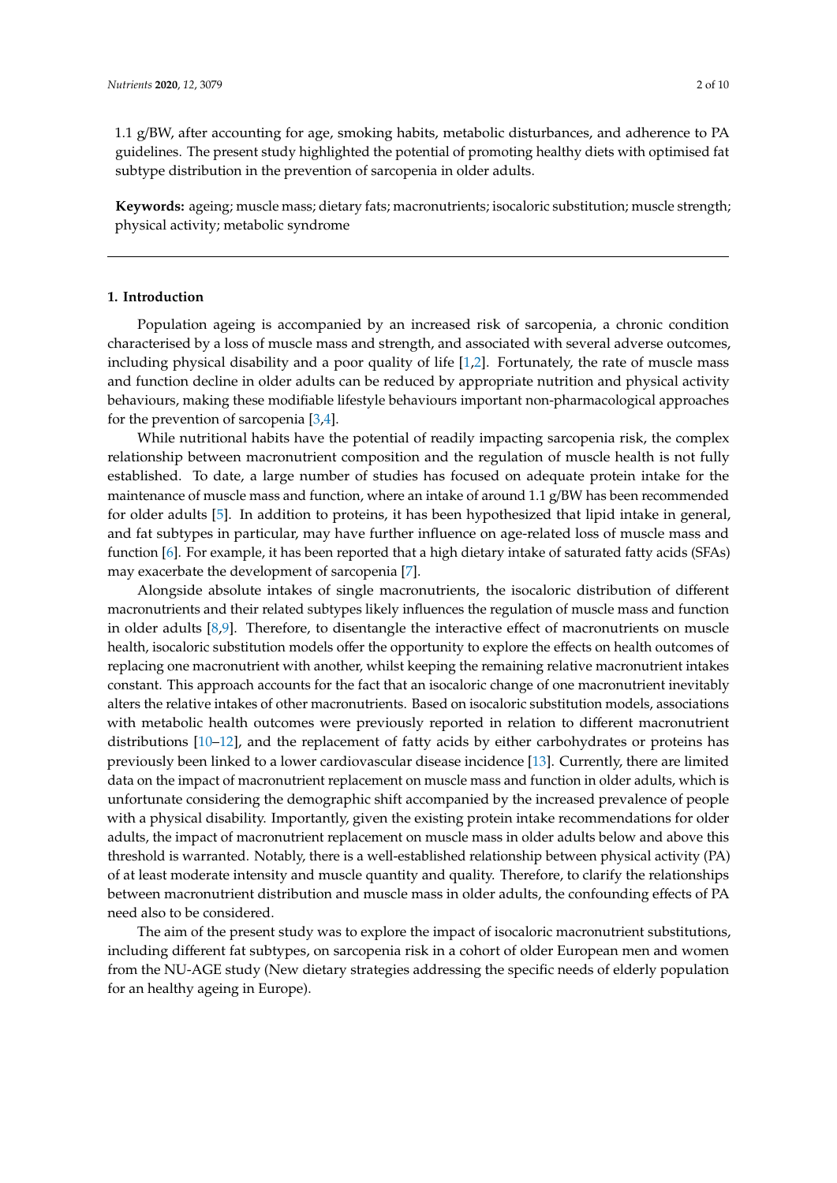1.1 g/BW, after accounting for age, smoking habits, metabolic disturbances, and adherence to PA guidelines. The present study highlighted the potential of promoting healthy diets with optimised fat subtype distribution in the prevention of sarcopenia in older adults.

**Keywords:** ageing; muscle mass; dietary fats; macronutrients; isocaloric substitution; muscle strength; physical activity; metabolic syndrome

## 1. Introduction

Population ageing is accompanied by an increased risk of sarcopenia, a chronic condition characterised by a loss of muscle mass and strength, and associated with several adverse outcomes, including physical disability and a poor quality of life [1,2]. Fortunately, the rate of muscle mass and function decline in older adults can be reduced by appropriate nutrition and physical activity behaviours, making these modifiable lifestyle behaviours important non-pharmacological approaches for the prevention of sarcopenia [3,4].

While nutritional habits have the potential of readily impacting sarcopenia risk, the complex relationship between macronutrient composition and the regulation of muscle health is not fully established. To date, a large number of studies has focused on adequate protein intake for the maintenance of muscle mass and function, where an intake of around 1.1 g/BW has been recommended for older adults [5]. In addition to proteins, it has been hypothesized that lipid intake in general, and fat subtypes in particular, may have further influence on age-related loss of muscle mass and function [6]. For example, it has been reported that a high dietary intake of saturated fatty acids (SFAs) may exacerbate the development of sarcopenia [7].

Alongside absolute intakes of single macronutrients, the isocaloric distribution of different macronutrients and their related subtypes likely influences the regulation of muscle mass and function in older adults [8,9]. Therefore, to disentangle the interactive effect of macronutrients on muscle health, isocaloric substitution models offer the opportunity to explore the effects on health outcomes of replacing one macronutrient with another, whilst keeping the remaining relative macronutrient intakes constant. This approach accounts for the fact that an isocaloric change of one macronutrient inevitably alters the relative intakes of other macronutrients. Based on isocaloric substitution models, associations with metabolic health outcomes were previously reported in relation to different macronutrient distributions [10–12], and the replacement of fatty acids by either carbohydrates or proteins has previously been linked to a lower cardiovascular disease incidence [13]. Currently, there are limited data on the impact of macronutrient replacement on muscle mass and function in older adults, which is unfortunate considering the demographic shift accompanied by the increased prevalence of people with a physical disability. Importantly, given the existing protein intake recommendations for older adults, the impact of macronutrient replacement on muscle mass in older adults below and above this threshold is warranted. Notably, there is a well-established relationship between physical activity (PA) of at least moderate intensity and muscle quantity and quality. Therefore, to clarify the relationships between macronutrient distribution and muscle mass in older adults, the confounding effects of PA need also to be considered.

The aim of the present study was to explore the impact of isocaloric macronutrient substitutions, including different fat subtypes, on sarcopenia risk in a cohort of older European men and women from the NU-AGE study (New dietary strategies addressing the specific needs of elderly population for an healthy ageing in Europe).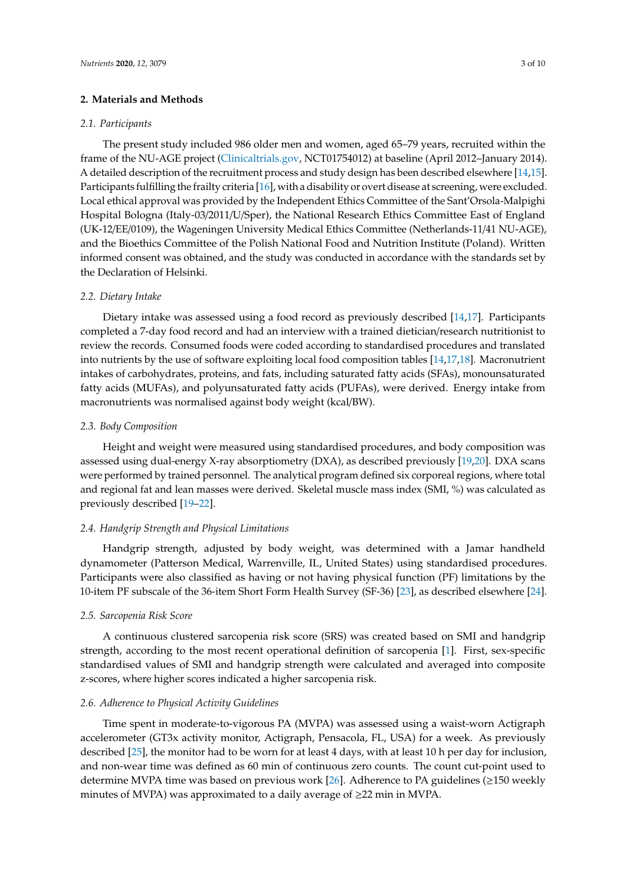## 2. Materials and Methods

### 2.1. Participants

The present study included 986 older men and women, aged 65–79 years, recruited within the frame of the NU-AGE project (Clinicaltrials.gov, NCT01754012) at baseline (April 2012–January 2014). A detailed description of the recruitment process and study design has been described elsewhere [14,15]. Participants fulfilling the frailty criteria [16], with a disability or overt disease at screening, were excluded. Local ethical approval was provided by the Independent Ethics Committee of the Sant'Orsola-Malpighi Hospital Bologna (Italy-03/2011/U/Sper), the National Research Ethics Committee East of England (UK-12/EE/0109), the Wageningen University Medical Ethics Committee (Netherlands-11/41 NU-AGE), and the Bioethics Committee of the Polish National Food and Nutrition Institute (Poland). Written informed consent was obtained, and the study was conducted in accordance with the standards set by the Declaration of Helsinki.

### 2.2. Dietary Intake

Dietary intake was assessed using a food record as previously described [14,17]. Participants completed a 7-day food record and had an interview with a trained dietician/research nutritionist to review the records. Consumed foods were coded according to standardised procedures and translated into nutrients by the use of software exploiting local food composition tables [14,17,18]. Macronutrient intakes of carbohydrates, proteins, and fats, including saturated fatty acids (SFAs), monounsaturated fatty acids (MUFAs), and polyunsaturated fatty acids (PUFAs), were derived. Energy intake from macronutrients was normalised against body weight (kcal/BW).

### 2.3. Body Composition

Height and weight were measured using standardised procedures, and body composition was assessed using dual-energy X-ray absorptiometry (DXA), as described previously [19,20]. DXA scans were performed by trained personnel. The analytical program defined six corporeal regions, where total and regional fat and lean masses were derived. Skeletal muscle mass index (SMI, %) was calculated as previously described [19–22].

### 2.4. Handgrip Strength and Physical Limitations

Handgrip strength, adjusted by body weight, was determined with a Jamar handheld dynamometer (Patterson Medical, Warrenville, IL, United States) using standardised procedures. Participants were also classified as having or not having physical function (PF) limitations by the 10-item PF subscale of the 36-item Short Form Health Survey (SF-36) [23], as described elsewhere [24].

### 2.5. Sarcopenia Risk Score

A continuous clustered sarcopenia risk score (SRS) was created based on SMI and handgrip strength, according to the most recent operational definition of sarcopenia [1]. First, sex-specific standardised values of SMI and handgrip strength were calculated and averaged into composite z-scores, where higher scores indicated a higher sarcopenia risk.

### 2.6. Adherence to Physical Activity Guidelines

Time spent in moderate-to-vigorous PA (MVPA) was assessed using a waist-worn Actigraph accelerometer (GT3x activity monitor, Actigraph, Pensacola, FL, USA) for a week. As previously described [25], the monitor had to be worn for at least 4 days, with at least 10 h per day for inclusion, and non-wear time was defined as 60 min of continuous zero counts. The count cut-point used to determine MVPA time was based on previous work [26]. Adherence to PA guidelines (≥150 weekly minutes of MVPA) was approximated to a daily average of ≥22 min in MVPA.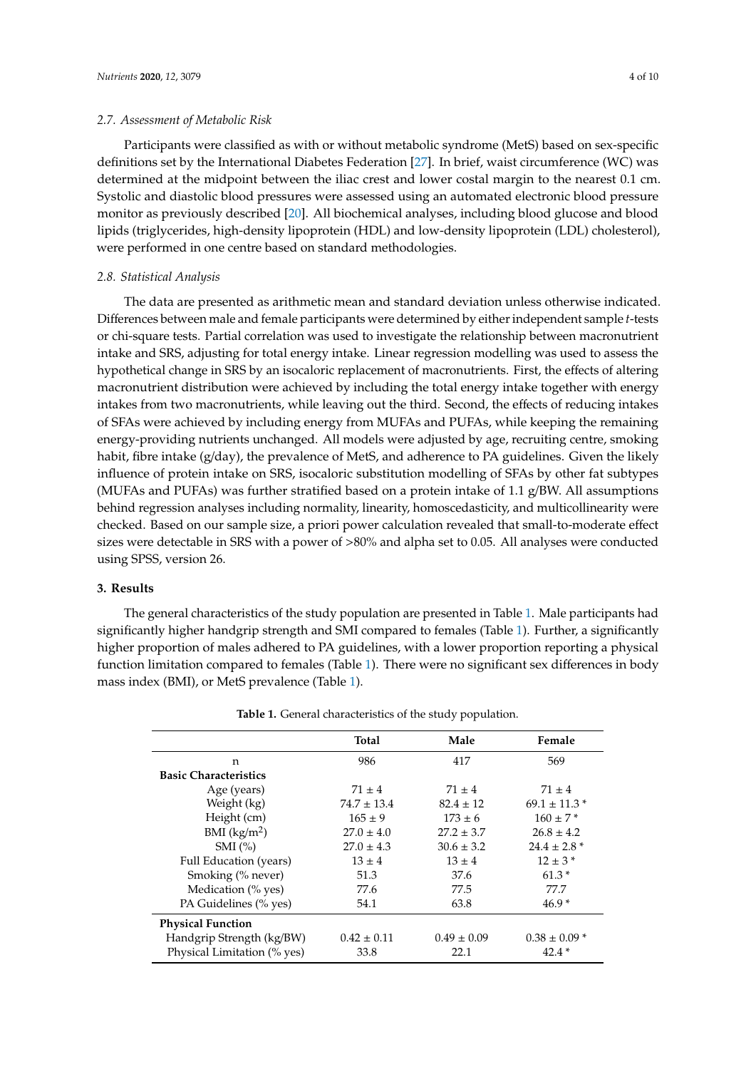### 2.7. Assessment of Metabolic Risk

Participants were classified as with or without metabolic syndrome (MetS) based on sex-specific definitions set by the International Diabetes Federation [27]. In brief, waist circumference (WC) was determined at the midpoint between the iliac crest and lower costal margin to the nearest 0.1 cm. Systolic and diastolic blood pressures were assessed using an automated electronic blood pressure monitor as previously described [20]. All biochemical analyses, including blood glucose and blood lipids (triglycerides, high-density lipoprotein (HDL) and low-density lipoprotein (LDL) cholesterol), were performed in one centre based on standard methodologies.

### 2.8. Statistical Analysis

The data are presented as arithmetic mean and standard deviation unless otherwise indicated. Differences between male and female participants were determined by either independent sample *t*-tests or chi-square tests. Partial correlation was used to investigate the relationship between macronutrient intake and SRS, adjusting for total energy intake. Linear regression modelling was used to assess the hypothetical change in SRS by an isocaloric replacement of macronutrients. First, the effects of altering macronutrient distribution were achieved by including the total energy intake together with energy intakes from two macronutrients, while leaving out the third. Second, the effects of reducing intakes of SFAs were achieved by including energy from MUFAs and PUFAs, while keeping the remaining energy-providing nutrients unchanged. All models were adjusted by age, recruiting centre, smoking habit, fibre intake (g/day), the prevalence of MetS, and adherence to PA guidelines. Given the likely influence of protein intake on SRS, isocaloric substitution modelling of SFAs by other fat subtypes (MUFAs and PUFAs) was further stratified based on a protein intake of 1.1 g/BW. All assumptions behind regression analyses including normality, linearity, homoscedasticity, and multicollinearity were checked. Based on our sample size, a priori power calculation revealed that small-to-moderate effect sizes were detectable in SRS with a power of >80% and alpha set to 0.05. All analyses were conducted using SPSS, version 26.

## 3. Results

The general characteristics of the study population are presented in Table 1. Male participants had significantly higher handgrip strength and SMI compared to females (Table 1). Further, a significantly higher proportion of males adhered to PA guidelines, with a lower proportion reporting a physical function limitation compared to females (Table 1). There were no significant sex differences in body mass index (BMI), or MetS prevalence (Table 1).

**Table 1.** General characteristics of the study population.

| | Total | Male | Female |
|---|---|---|---|
| n | 986 | 417 | 569 |
| **Basic Characteristics** | | | |
| Age (years) | 71 ± 4 | 71 ± 4 | 71 ± 4 |
| Weight (kg) | 74.7 ± 13.4 | 82.4 ± 12 | 69.1 ± 11.3 * |
| Height (cm) | 165 ± 9 | 173 ± 6 | 160 ± 7 * |
| BMI (kg/m$^2$) | 27.0 ± 4.0 | 27.2 ± 3.7 | 26.8 ± 4.2 |
| SMI (%) | 27.0 ± 4.3 | 30.6 ± 3.2 | 24.4 ± 2.8 * |
| Full Education (years) | 13 ± 4 | 13 ± 4 | 12 ± 3 * |
| Smoking (% never) | 51.3 | 37.6 | 61.3 * |
| Medication (% yes) | 77.6 | 77.5 | 77.7 |
| PA Guidelines (% yes) | 54.1 | 63.8 | 46.9 * |
| **Physical Function** | | | |
| Handgrip Strength (kg/BW) | 0.42 ± 0.11 | 0.49 ± 0.09 | 0.38 ± 0.09 * |
| Physical Limitation (% yes) | 33.8 | 22.1 | 42.4 * |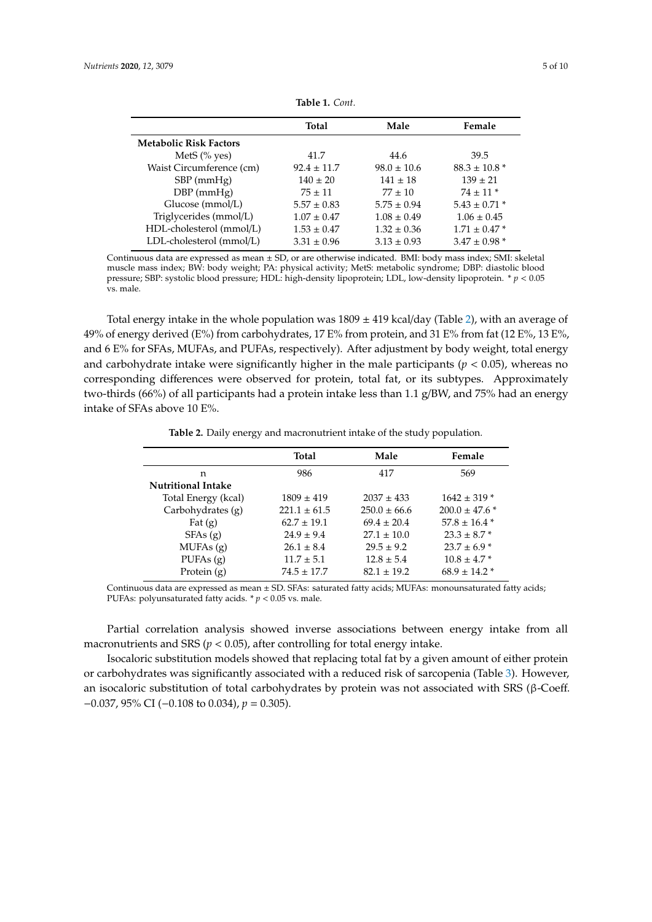**Table 1.** *Cont.*

| | Total | Male | Female |
|---|---|---|---|
| **Metabolic Risk Factors** | | | |
| MetS (% yes) | 41.7 | 44.6 | 39.5 |
| Waist Circumference (cm) | 92.4 ± 11.7 | 98.0 ± 10.6 | 88.3 ± 10.8 * |
| SBP (mmHg) | 140 ± 20 | 141 ± 18 | 139 ± 21 |
| DBP (mmHg) | 75 ± 11 | 77 ± 10 | 74 ± 11 * |
| Glucose (mmol/L) | 5.57 ± 0.83 | 5.75 ± 0.94 | 5.43 ± 0.71 * |
| Triglycerides (mmol/L) | 1.07 ± 0.47 | 1.08 ± 0.49 | 1.06 ± 0.45 |
| HDL-cholesterol (mmol/L) | 1.53 ± 0.47 | 1.32 ± 0.36 | 1.71 ± 0.47 * |
| LDL-cholesterol (mmol/L) | 3.31 ± 0.96 | 3.13 ± 0.93 | 3.47 ± 0.98 * |

Continuous data are expressed as mean ± SD, or are otherwise indicated. BMI: body mass index; SMI: skeletal muscle mass index; BW: body weight; PA: physical activity; MetS: metabolic syndrome; DBP: diastolic blood pressure; SBP: systolic blood pressure; HDL: high-density lipoprotein; LDL, low-density lipoprotein. * $p < 0.05$ vs. male.

Total energy intake in the whole population was 1809 ± 419 kcal/day (Table 2), with an average of 49% of energy derived (E%) from carbohydrates, 17 E% from protein, and 31 E% from fat (12 E%, 13 E%, and 6 E% for SFAs, MUFAs, and PUFAs, respectively). After adjustment by body weight, total energy and carbohydrate intake were significantly higher in the male participants ($p < 0.05$), whereas no corresponding differences were observed for protein, total fat, or its subtypes. Approximately two-thirds (66%) of all participants had a protein intake less than 1.1 g/BW, and 75% had an energy intake of SFAs above 10 E%.

**Table 2.** Daily energy and macronutrient intake of the study population.

| | Total | Male | Female |
|---|---|---|---|
| n | 986 | 417 | 569 |
| **Nutritional Intake** | | | |
| Total Energy (kcal) | 1809 ± 419 | 2037 ± 433 | 1642 ± 319 * |
| Carbohydrates (g) | 221.1 ± 61.5 | 250.0 ± 66.6 | 200.0 ± 47.6 * |
| Fat (g) | 62.7 ± 19.1 | 69.4 ± 20.4 | 57.8 ± 16.4 * |
| SFAs (g) | 24.9 ± 9.4 | 27.1 ± 10.0 | 23.3 ± 8.7 * |
| MUFAs (g) | 26.1 ± 8.4 | 29.5 ± 9.2 | 23.7 ± 6.9 * |
| PUFAs (g) | 11.7 ± 5.1 | 12.8 ± 5.4 | 10.8 ± 4.7 * |
| Protein (g) | 74.5 ± 17.7 | 82.1 ± 19.2 | 68.9 ± 14.2 * |

Continuous data are expressed as mean ± SD. SFAs: saturated fatty acids; MUFAs: monounsaturated fatty acids; PUFAs: polyunsaturated fatty acids. * $p < 0.05$ vs. male.

Partial correlation analysis showed inverse associations between energy intake from all macronutrients and SRS ($p < 0.05$), after controlling for total energy intake.

Isocaloric substitution models showed that replacing total fat by a given amount of either protein or carbohydrates was significantly associated with a reduced risk of sarcopenia (Table 3). However, an isocaloric substitution of total carbohydrates by protein was not associated with SRS (β-Coeff. −0.037, 95% CI (−0.108 to 0.034), $p = 0.305$).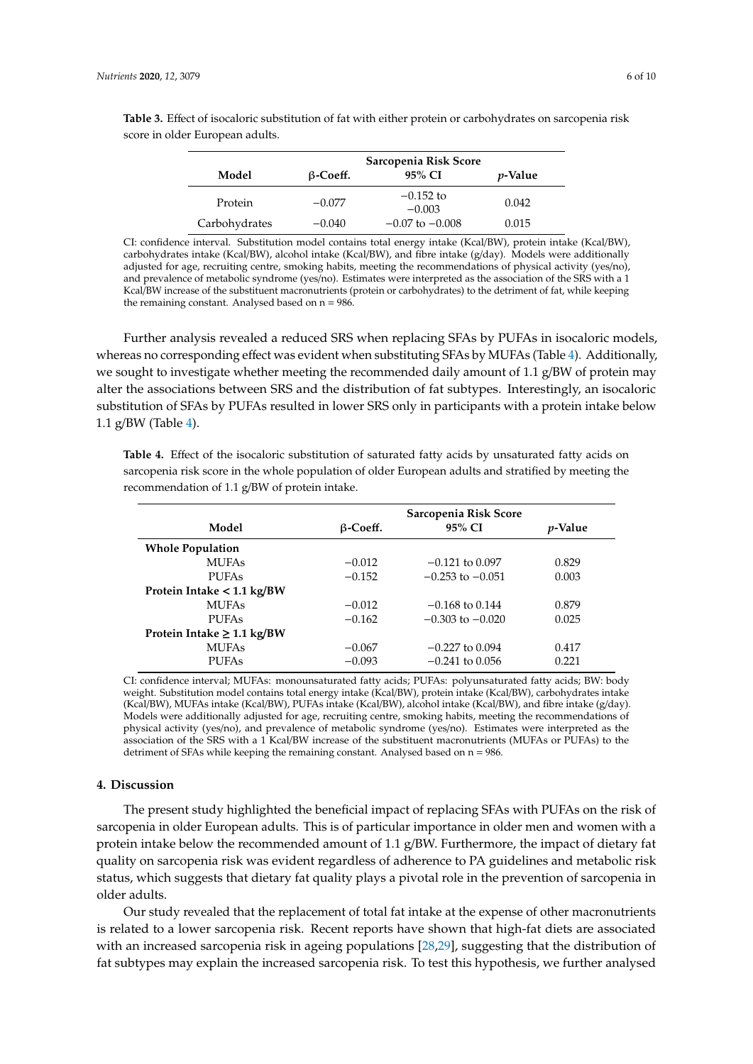**Table 3.** Effect of isocaloric substitution of fat with either protein or carbohydrates on sarcopenia risk score in older European adults.

| Model | Sarcopenia Risk Score | | |
|---|---|---|---|
| | β-Coeff. | 95% CI | *p*-Value |
| Protein | −0.077 | −0.152 to −0.003 | 0.042 |
| Carbohydrates | −0.040 | −0.07 to −0.008 | 0.015 |

CI: confidence interval. Substitution model contains total energy intake (Kcal/BW), protein intake (Kcal/BW), carbohydrates intake (Kcal/BW), alcohol intake (Kcal/BW), and fibre intake (g/day). Models were additionally adjusted for age, recruiting centre, smoking habits, meeting the recommendations of physical activity (yes/no), and prevalence of metabolic syndrome (yes/no). Estimates were interpreted as the association of the SRS with a 1 Kcal/BW increase of the substituent macronutrients (protein or carbohydrates) to the detriment of fat, while keeping the remaining constant. Analysed based on n = 986.

Further analysis revealed a reduced SRS when replacing SFAs by PUFAs in isocaloric models, whereas no corresponding effect was evident when substituting SFAs by MUFAs (Table 4). Additionally, we sought to investigate whether meeting the recommended daily amount of 1.1 g/BW of protein may alter the associations between SRS and the distribution of fat subtypes. Interestingly, an isocaloric substitution of SFAs by PUFAs resulted in lower SRS only in participants with a protein intake below 1.1 g/BW (Table 4).

**Table 4.** Effect of the isocaloric substitution of saturated fatty acids by unsaturated fatty acids on sarcopenia risk score in the whole population of older European adults and stratified by meeting the recommendation of 1.1 g/BW of protein intake.

| Model | Sarcopenia Risk Score | | |
|---|---|---|---|
| | β-Coeff. | 95% CI | *p*-Value |
| **Whole Population** | | | |
| MUFAs | −0.012 | −0.121 to 0.097 | 0.829 |
| PUFAs | −0.152 | −0.253 to −0.051 | 0.003 |
| **Protein Intake < 1.1 kg/BW** | | | |
| MUFAs | −0.012 | −0.168 to 0.144 | 0.879 |
| PUFAs | −0.162 | −0.303 to −0.020 | 0.025 |
| **Protein Intake ≥ 1.1 kg/BW** | | | |
| MUFAs | −0.067 | −0.227 to 0.094 | 0.417 |
| PUFAs | −0.093 | −0.241 to 0.056 | 0.221 |

CI: confidence interval; MUFAs: monounsaturated fatty acids; PUFAs: polyunsaturated fatty acids; BW: body weight. Substitution model contains total energy intake (Kcal/BW), protein intake (Kcal/BW), carbohydrates intake (Kcal/BW), MUFAs intake (Kcal/BW), PUFAs intake (Kcal/BW), alcohol intake (Kcal/BW), and fibre intake (g/day). Models were additionally adjusted for age, recruiting centre, smoking habits, meeting the recommendations of physical activity (yes/no), and prevalence of metabolic syndrome (yes/no). Estimates were interpreted as the association of the SRS with a 1 Kcal/BW increase of the substituent macronutrients (MUFAs or PUFAs) to the detriment of SFAs while keeping the remaining constant. Analysed based on n = 986.

## 4. Discussion

The present study highlighted the beneficial impact of replacing SFAs with PUFAs on the risk of sarcopenia in older European adults. This is of particular importance in older men and women with a protein intake below the recommended amount of 1.1 g/BW. Furthermore, the impact of dietary fat quality on sarcopenia risk was evident regardless of adherence to PA guidelines and metabolic risk status, which suggests that dietary fat quality plays a pivotal role in the prevention of sarcopenia in older adults.

Our study revealed that the replacement of total fat intake at the expense of other macronutrients is related to a lower sarcopenia risk. Recent reports have shown that high-fat diets are associated with an increased sarcopenia risk in ageing populations [28,29], suggesting that the distribution of fat subtypes may explain the increased sarcopenia risk. To test this hypothesis, we further analysed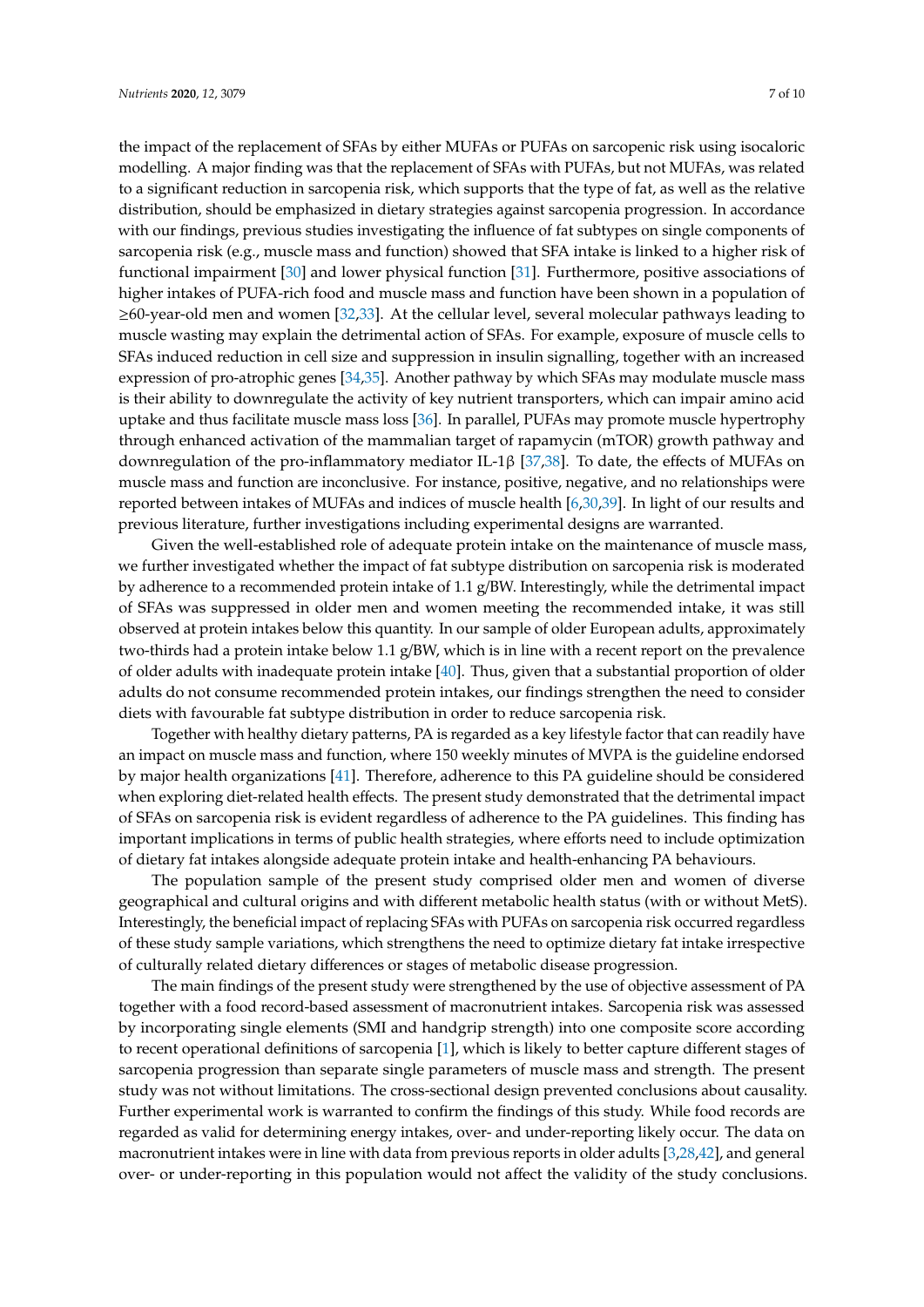the impact of the replacement of SFAs by either MUFAs or PUFAs on sarcopenic risk using isocaloric modelling. A major finding was that the replacement of SFAs with PUFAs, but not MUFAs, was related to a significant reduction in sarcopenia risk, which supports that the type of fat, as well as the relative distribution, should be emphasized in dietary strategies against sarcopenia progression. In accordance with our findings, previous studies investigating the influence of fat subtypes on single components of sarcopenia risk (e.g., muscle mass and function) showed that SFA intake is linked to a higher risk of functional impairment [30] and lower physical function [31]. Furthermore, positive associations of higher intakes of PUFA-rich food and muscle mass and function have been shown in a population of ≥60-year-old men and women [32,33]. At the cellular level, several molecular pathways leading to muscle wasting may explain the detrimental action of SFAs. For example, exposure of muscle cells to SFAs induced reduction in cell size and suppression in insulin signalling, together with an increased expression of pro-atrophic genes [34,35]. Another pathway by which SFAs may modulate muscle mass is their ability to downregulate the activity of key nutrient transporters, which can impair amino acid uptake and thus facilitate muscle mass loss [36]. In parallel, PUFAs may promote muscle hypertrophy through enhanced activation of the mammalian target of rapamycin (mTOR) growth pathway and downregulation of the pro-inflammatory mediator IL-1β [37,38]. To date, the effects of MUFAs on muscle mass and function are inconclusive. For instance, positive, negative, and no relationships were reported between intakes of MUFAs and indices of muscle health [6,30,39]. In light of our results and previous literature, further investigations including experimental designs are warranted.

Given the well-established role of adequate protein intake on the maintenance of muscle mass, we further investigated whether the impact of fat subtype distribution on sarcopenia risk is moderated by adherence to a recommended protein intake of 1.1 g/BW. Interestingly, while the detrimental impact of SFAs was suppressed in older men and women meeting the recommended intake, it was still observed at protein intakes below this quantity. In our sample of older European adults, approximately two-thirds had a protein intake below 1.1 g/BW, which is in line with a recent report on the prevalence of older adults with inadequate protein intake [40]. Thus, given that a substantial proportion of older adults do not consume recommended protein intakes, our findings strengthen the need to consider diets with favourable fat subtype distribution in order to reduce sarcopenia risk.

Together with healthy dietary patterns, PA is regarded as a key lifestyle factor that can readily have an impact on muscle mass and function, where 150 weekly minutes of MVPA is the guideline endorsed by major health organizations [41]. Therefore, adherence to this PA guideline should be considered when exploring diet-related health effects. The present study demonstrated that the detrimental impact of SFAs on sarcopenia risk is evident regardless of adherence to the PA guidelines. This finding has important implications in terms of public health strategies, where efforts need to include optimization of dietary fat intakes alongside adequate protein intake and health-enhancing PA behaviours.

The population sample of the present study comprised older men and women of diverse geographical and cultural origins and with different metabolic health status (with or without MetS). Interestingly, the beneficial impact of replacing SFAs with PUFAs on sarcopenia risk occurred regardless of these study sample variations, which strengthens the need to optimize dietary fat intake irrespective of culturally related dietary differences or stages of metabolic disease progression.

The main findings of the present study were strengthened by the use of objective assessment of PA together with a food record-based assessment of macronutrient intakes. Sarcopenia risk was assessed by incorporating single elements (SMI and handgrip strength) into one composite score according to recent operational definitions of sarcopenia [1], which is likely to better capture different stages of sarcopenia progression than separate single parameters of muscle mass and strength. The present study was not without limitations. The cross-sectional design prevented conclusions about causality. Further experimental work is warranted to confirm the findings of this study. While food records are regarded as valid for determining energy intakes, over- and under-reporting likely occur. The data on macronutrient intakes were in line with data from previous reports in older adults [3,28,42], and general over- or under-reporting in this population would not affect the validity of the study conclusions.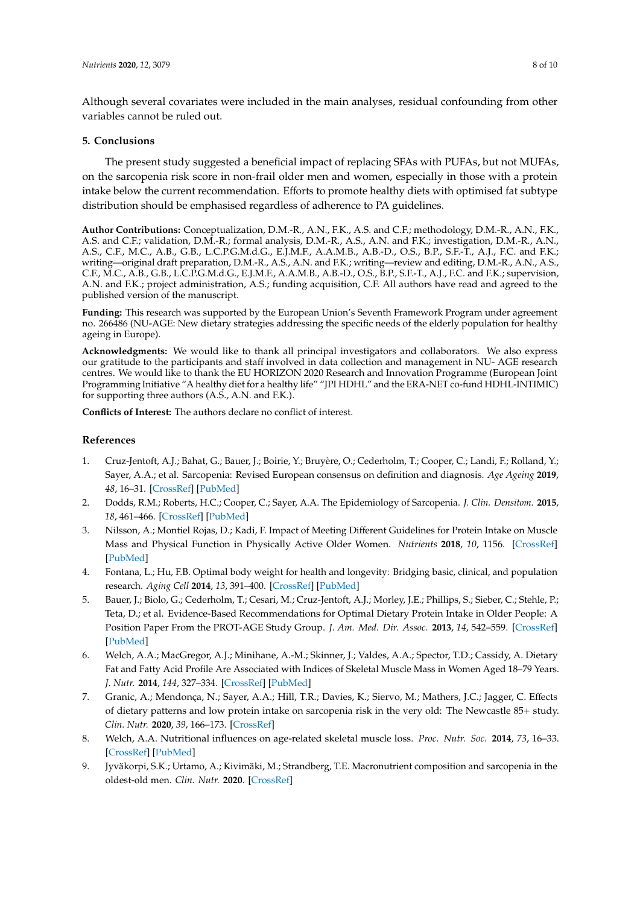Although several covariates were included in the main analyses, residual confounding from other variables cannot be ruled out.

## 5. Conclusions

The present study suggested a beneficial impact of replacing SFAs with PUFAs, but not MUFAs, on the sarcopenia risk score in non-frail older men and women, especially in those with a protein intake below the current recommendation. Efforts to promote healthy diets with optimised fat subtype distribution should be emphasised regardless of adherence to PA guidelines.

**Author Contributions:** Conceptualization, D.M.-R., A.N., F.K., A.S. and C.F.; methodology, D.M.-R., A.N., F.K., A.S. and C.F.; validation, D.M.-R.; formal analysis, D.M.-R., A.S., A.N. and F.K.; investigation, D.M.-R., A.N., A.S., C.F., M.C., A.B., G.B., L.C.P.G.M.d.G., E.J.M.F., A.A.M.B., A.B.-D., O.S., B.P., S.F.-T., A.J., F.C. and F.K.; writing—original draft preparation, D.M.-R., A.S., A.N. and F.K.; writing—review and editing, D.M.-R., A.N., A.S., C.F., M.C., A.B., G.B., L.C.P.G.M.d.G., E.J.M.F., A.A.M.B., A.B.-D., O.S., B.P., S.F.-T., A.J., F.C. and F.K.; supervision, A.N. and F.K.; project administration, A.S.; funding acquisition, C.F. All authors have read and agreed to the published version of the manuscript.

**Funding:** This research was supported by the European Union's Seventh Framework Program under agreement no. 266486 (NU-AGE: New dietary strategies addressing the specific needs of the elderly population for healthy ageing in Europe).

**Acknowledgments:** We would like to thank all principal investigators and collaborators. We also express our gratitude to the participants and staff involved in data collection and management in NU- AGE research centres. We would like to thank the EU HORIZON 2020 Research and Innovation Programme (European Joint Programming Initiative "A healthy diet for a healthy life" "JPI HDHL" and the ERA-NET co-fund HDHL-INTIMIC) for supporting three authors (A.S., A.N. and F.K.).

**Conflicts of Interest:** The authors declare no conflict of interest.

## References

1. Cruz-Jentoft, A.J.; Bahat, G.; Bauer, J.; Boirie, Y.; Bruyère, O.; Cederholm, T.; Cooper, C.; Landi, F.; Rolland, Y.; Sayer, A.A.; et al. Sarcopenia: Revised European consensus on definition and diagnosis. *Age Ageing* **2019**, *48*, 16–31. [CrossRef] [PubMed]
2. Dodds, R.M.; Roberts, H.C.; Cooper, C.; Sayer, A.A. The Epidemiology of Sarcopenia. *J. Clin. Densitom.* **2015**, *18*, 461–466. [CrossRef] [PubMed]
3. Nilsson, A.; Montiel Rojas, D.; Kadi, F. Impact of Meeting Different Guidelines for Protein Intake on Muscle Mass and Physical Function in Physically Active Older Women. *Nutrients* **2018**, *10*, 1156. [CrossRef] [PubMed]
4. Fontana, L.; Hu, F.B. Optimal body weight for health and longevity: Bridging basic, clinical, and population research. *Aging Cell* **2014**, *13*, 391–400. [CrossRef] [PubMed]
5. Bauer, J.; Biolo, G.; Cederholm, T.; Cesari, M.; Cruz-Jentoft, A.J.; Morley, J.E.; Phillips, S.; Sieber, C.; Stehle, P.; Teta, D.; et al. Evidence-Based Recommendations for Optimal Dietary Protein Intake in Older People: A Position Paper From the PROT-AGE Study Group. *J. Am. Med. Dir. Assoc.* **2013**, *14*, 542–559. [CrossRef] [PubMed]
6. Welch, A.A.; MacGregor, A.J.; Minihane, A.-M.; Skinner, J.; Valdes, A.A.; Spector, T.D.; Cassidy, A. Dietary Fat and Fatty Acid Profile Are Associated with Indices of Skeletal Muscle Mass in Women Aged 18–79 Years. *J. Nutr.* **2014**, *144*, 327–334. [CrossRef] [PubMed]
7. Granic, A.; Mendonça, N.; Sayer, A.A.; Hill, T.R.; Davies, K.; Siervo, M.; Mathers, J.C.; Jagger, C. Effects of dietary patterns and low protein intake on sarcopenia risk in the very old: The Newcastle 85+ study. *Clin. Nutr.* **2020**, *39*, 166–173. [CrossRef]
8. Welch, A.A. Nutritional influences on age-related skeletal muscle loss. *Proc. Nutr. Soc.* **2014**, *73*, 16–33. [CrossRef] [PubMed]
9. Jyväkorpi, S.K.; Urtamo, A.; Kivimäki, M.; Strandberg, T.E. Macronutrient composition and sarcopenia in the oldest-old men. *Clin. Nutr.* **2020**. [CrossRef]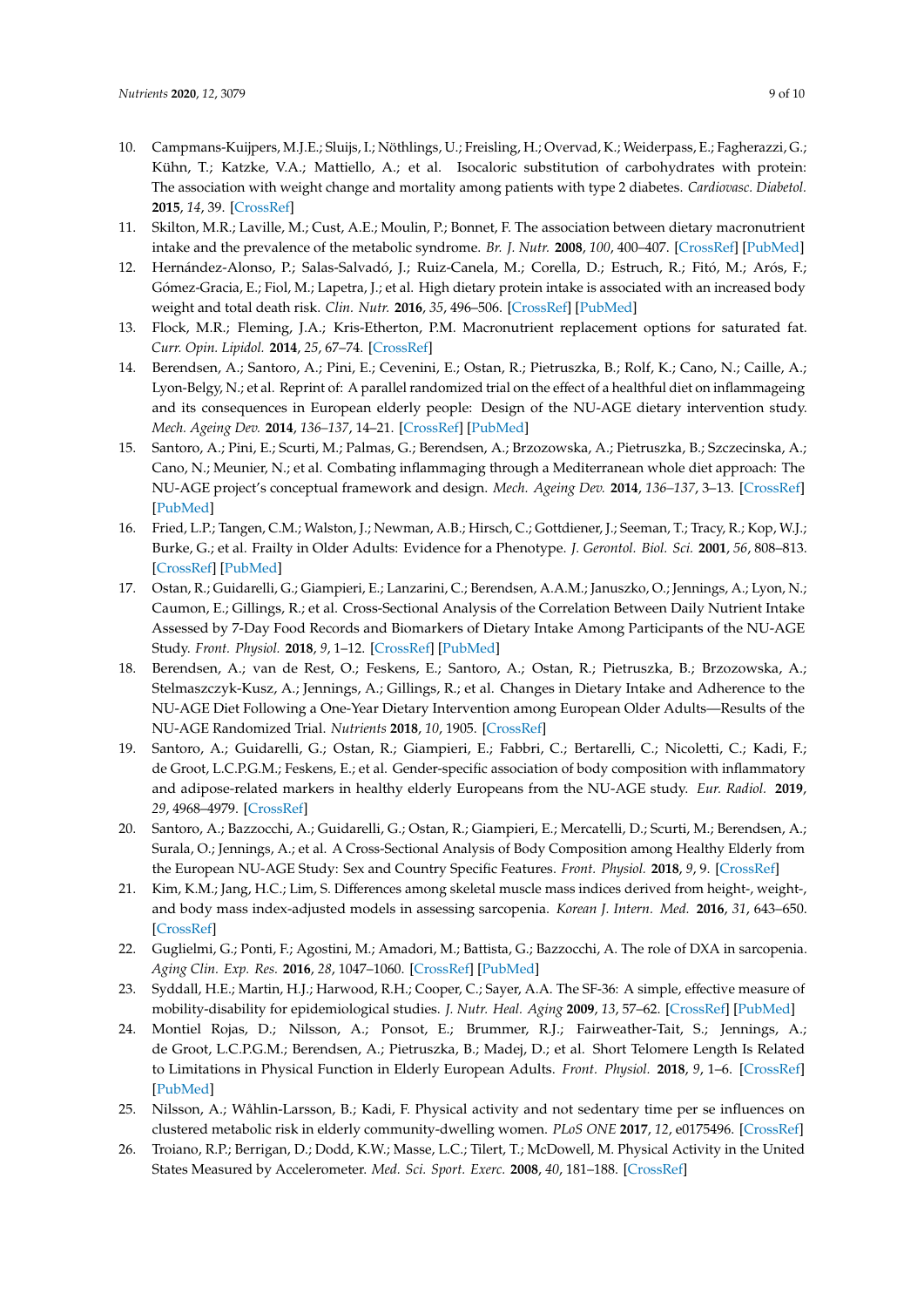10. Campmans-Kuijpers, M.J.E.; Sluijs, I.; Nöthlings, U.; Freisling, H.; Overvad, K.; Weiderpass, E.; Fagherazzi, G.; Kühn, T.; Katzke, V.A.; Mattiello, A.; et al. Isocaloric substitution of carbohydrates with protein: The association with weight change and mortality among patients with type 2 diabetes. *Cardiovasc. Diabetol.* **2015**, *14*, 39. [CrossRef]
11. Skilton, M.R.; Laville, M.; Cust, A.E.; Moulin, P.; Bonnet, F. The association between dietary macronutrient intake and the prevalence of the metabolic syndrome. *Br. J. Nutr.* **2008**, *100*, 400–407. [CrossRef] [PubMed]
12. Hernández-Alonso, P.; Salas-Salvadó, J.; Ruiz-Canela, M.; Corella, D.; Estruch, R.; Fitó, M.; Arós, F.; Gómez-Gracia, E.; Fiol, M.; Lapetra, J.; et al. High dietary protein intake is associated with an increased body weight and total death risk. *Clin. Nutr.* **2016**, *35*, 496–506. [CrossRef] [PubMed]
13. Flock, M.R.; Fleming, J.A.; Kris-Etherton, P.M. Macronutrient replacement options for saturated fat. *Curr. Opin. Lipidol.* **2014**, *25*, 67–74. [CrossRef]
14. Berendsen, A.; Santoro, A.; Pini, E.; Cevenini, E.; Ostan, R.; Pietruszka, B.; Rolf, K.; Cano, N.; Caille, A.; Lyon-Belgy, N.; et al. Reprint of: A parallel randomized trial on the effect of a healthful diet on inflammageing and its consequences in European elderly people: Design of the NU-AGE dietary intervention study. *Mech. Ageing Dev.* **2014**, *136–137*, 14–21. [CrossRef] [PubMed]
15. Santoro, A.; Pini, E.; Scurti, M.; Palmas, G.; Berendsen, A.; Brzozowska, A.; Pietruszka, B.; Szczecinska, A.; Cano, N.; Meunier, N.; et al. Combating inflammaging through a Mediterranean whole diet approach: The NU-AGE project's conceptual framework and design. *Mech. Ageing Dev.* **2014**, *136–137*, 3–13. [CrossRef] [PubMed]
16. Fried, L.P.; Tangen, C.M.; Walston, J.; Newman, A.B.; Hirsch, C.; Gottdiener, J.; Seeman, T.; Tracy, R.; Kop, W.J.; Burke, G.; et al. Frailty in Older Adults: Evidence for a Phenotype. *J. Gerontol. Biol. Sci.* **2001**, *56*, 808–813. [CrossRef] [PubMed]
17. Ostan, R.; Guidarelli, G.; Giampieri, E.; Lanzarini, C.; Berendsen, A.A.M.; Januszko, O.; Jennings, A.; Lyon, N.; Caumon, E.; Gillings, R.; et al. Cross-Sectional Analysis of the Correlation Between Daily Nutrient Intake Assessed by 7-Day Food Records and Biomarkers of Dietary Intake Among Participants of the NU-AGE Study. *Front. Physiol.* **2018**, *9*, 1–12. [CrossRef] [PubMed]
18. Berendsen, A.; van de Rest, O.; Feskens, E.; Santoro, A.; Ostan, R.; Pietruszka, B.; Brzozowska, A.; Stelmaszczyk-Kusz, A.; Jennings, A.; Gillings, R.; et al. Changes in Dietary Intake and Adherence to the NU-AGE Diet Following a One-Year Dietary Intervention among European Older Adults—Results of the NU-AGE Randomized Trial. *Nutrients* **2018**, *10*, 1905. [CrossRef]
19. Santoro, A.; Guidarelli, G.; Ostan, R.; Giampieri, E.; Fabbri, C.; Bertarelli, C.; Nicoletti, C.; Kadi, F.; de Groot, L.C.P.G.M.; Feskens, E.; et al. Gender-specific association of body composition with inflammatory and adipose-related markers in healthy elderly Europeans from the NU-AGE study. *Eur. Radiol.* **2019**, *29*, 4968–4979. [CrossRef]
20. Santoro, A.; Bazzocchi, A.; Guidarelli, G.; Ostan, R.; Giampieri, E.; Mercatelli, D.; Scurti, M.; Berendsen, A.; Surala, O.; Jennings, A.; et al. A Cross-Sectional Analysis of Body Composition among Healthy Elderly from the European NU-AGE Study: Sex and Country Specific Features. *Front. Physiol.* **2018**, *9*, 9. [CrossRef]
21. Kim, K.M.; Jang, H.C.; Lim, S. Differences among skeletal muscle mass indices derived from height-, weight-, and body mass index-adjusted models in assessing sarcopenia. *Korean J. Intern. Med.* **2016**, *31*, 643–650. [CrossRef]
22. Guglielmi, G.; Ponti, F.; Agostini, M.; Amadori, M.; Battista, G.; Bazzocchi, A. The role of DXA in sarcopenia. *Aging Clin. Exp. Res.* **2016**, *28*, 1047–1060. [CrossRef] [PubMed]
23. Syddall, H.E.; Martin, H.J.; Harwood, R.H.; Cooper, C.; Sayer, A.A. The SF-36: A simple, effective measure of mobility-disability for epidemiological studies. *J. Nutr. Heal. Aging* **2009**, *13*, 57–62. [CrossRef] [PubMed]
24. Montiel Rojas, D.; Nilsson, A.; Ponsot, E.; Brummer, R.J.; Fairweather-Tait, S.; Jennings, A.; de Groot, L.C.P.G.M.; Berendsen, A.; Pietruszka, B.; Madej, D.; et al. Short Telomere Length Is Related to Limitations in Physical Function in Elderly European Adults. *Front. Physiol.* **2018**, *9*, 1–6. [CrossRef] [PubMed]
25. Nilsson, A.; Wåhlin-Larsson, B.; Kadi, F. Physical activity and not sedentary time per se influences on clustered metabolic risk in elderly community-dwelling women. *PLoS ONE* **2017**, *12*, e0175496. [CrossRef]
26. Troiano, R.P.; Berrigan, D.; Dodd, K.W.; Masse, L.C.; Tilert, T.; McDowell, M. Physical Activity in the United States Measured by Accelerometer. *Med. Sci. Sport. Exerc.* **2008**, *40*, 181–188. [CrossRef]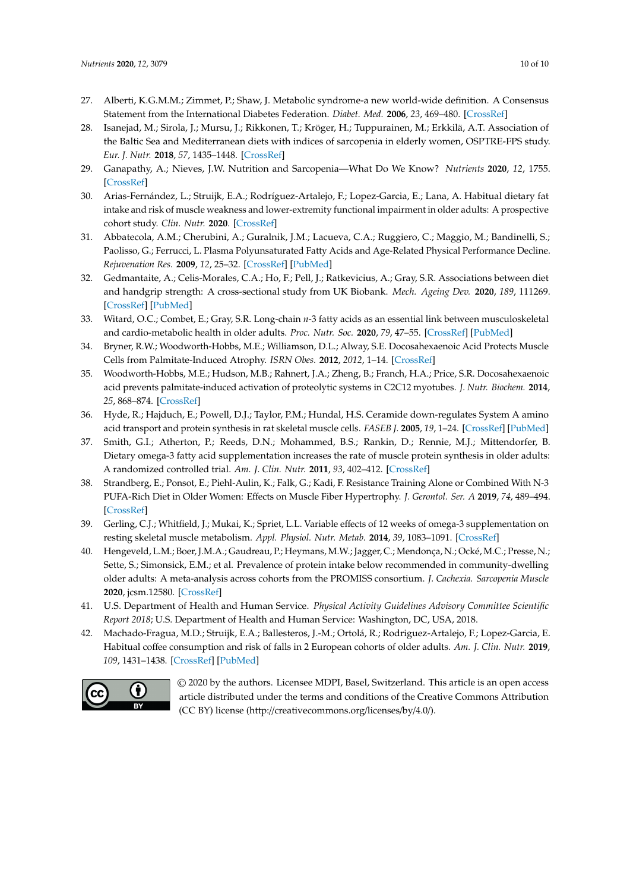27. Alberti, K.G.M.M.; Zimmet, P.; Shaw, J. Metabolic syndrome-a new world-wide definition. A Consensus Statement from the International Diabetes Federation. *Diabet. Med.* **2006**, *23*, 469–480. [CrossRef]
28. Isanejad, M.; Sirola, J.; Mursu, J.; Rikkonen, T.; Kröger, H.; Tuppurainen, M.; Erkkilä, A.T. Association of the Baltic Sea and Mediterranean diets with indices of sarcopenia in elderly women, OSPTRE-FPS study. *Eur. J. Nutr.* **2018**, *57*, 1435–1448. [CrossRef]
29. Ganapathy, A.; Nieves, J.W. Nutrition and Sarcopenia—What Do We Know? *Nutrients* **2020**, *12*, 1755. [CrossRef]
30. Arias-Fernández, L.; Struijk, E.A.; Rodríguez-Artalejo, F.; Lopez-Garcia, E.; Lana, A. Habitual dietary fat intake and risk of muscle weakness and lower-extremity functional impairment in older adults: A prospective cohort study. *Clin. Nutr.* **2020**. [CrossRef]
31. Abbatecola, A.M.; Cherubini, A.; Guralnik, J.M.; Lacueva, C.A.; Ruggiero, C.; Maggio, M.; Bandinelli, S.; Paolisso, G.; Ferrucci, L. Plasma Polyunsaturated Fatty Acids and Age-Related Physical Performance Decline. *Rejuvenation Res.* **2009**, *12*, 25–32. [CrossRef] [PubMed]
32. Gedmantaite, A.; Celis-Morales, C.A.; Ho, F.; Pell, J.; Ratkevicius, A.; Gray, S.R. Associations between diet and handgrip strength: A cross-sectional study from UK Biobank. *Mech. Ageing Dev.* **2020**, *189*, 111269. [CrossRef] [PubMed]
33. Witard, O.C.; Combet, E.; Gray, S.R. Long-chain *n*-3 fatty acids as an essential link between musculoskeletal and cardio-metabolic health in older adults. *Proc. Nutr. Soc.* **2020**, *79*, 47–55. [CrossRef] [PubMed]
34. Bryner, R.W.; Woodworth-Hobbs, M.E.; Williamson, D.L.; Alway, S.E. Docosahexaenoic Acid Protects Muscle Cells from Palmitate-Induced Atrophy. *ISRN Obes.* **2012**, *2012*, 1–14. [CrossRef]
35. Woodworth-Hobbs, M.E.; Hudson, M.B.; Rahnert, J.A.; Zheng, B.; Franch, H.A.; Price, S.R. Docosahexaenoic acid prevents palmitate-induced activation of proteolytic systems in C2C12 myotubes. *J. Nutr. Biochem.* **2014**, *25*, 868–874. [CrossRef]
36. Hyde, R.; Hajduch, E.; Powell, D.J.; Taylor, P.M.; Hundal, H.S. Ceramide down-regulates System A amino acid transport and protein synthesis in rat skeletal muscle cells. *FASEB J.* **2005**, *19*, 1–24. [CrossRef] [PubMed]
37. Smith, G.I.; Atherton, P.; Reeds, D.N.; Mohammed, B.S.; Rankin, D.; Rennie, M.J.; Mittendorfer, B. Dietary omega-3 fatty acid supplementation increases the rate of muscle protein synthesis in older adults: A randomized controlled trial. *Am. J. Clin. Nutr.* **2011**, *93*, 402–412. [CrossRef]
38. Strandberg, E.; Ponsot, E.; Piehl-Aulin, K.; Falk, G.; Kadi, F. Resistance Training Alone or Combined With N-3 PUFA-Rich Diet in Older Women: Effects on Muscle Fiber Hypertrophy. *J. Gerontol. Ser. A* **2019**, *74*, 489–494. [CrossRef]
39. Gerling, C.J.; Whitfield, J.; Mukai, K.; Spriet, L.L. Variable effects of 12 weeks of omega-3 supplementation on resting skeletal muscle metabolism. *Appl. Physiol. Nutr. Metab.* **2014**, *39*, 1083–1091. [CrossRef]
40. Hengeveld, L.M.; Boer, J.M.A.; Gaudreau, P.; Heymans, M.W.; Jagger, C.; Mendonça, N.; Ocké, M.C.; Presse, N.; Sette, S.; Simonsick, E.M.; et al. Prevalence of protein intake below recommended in community-dwelling older adults: A meta-analysis across cohorts from the PROMISS consortium. *J. Cachexia. Sarcopenia Muscle* **2020**, jcsm.12580. [CrossRef]
41. U.S. Department of Health and Human Service. *Physical Activity Guidelines Advisory Committee Scientific Report 2018*; U.S. Department of Health and Human Service: Washington, DC, USA, 2018.
42. Machado-Fragua, M.D.; Struijk, E.A.; Ballesteros, J.-M.; Ortolá, R.; Rodriguez-Artalejo, F.; Lopez-Garcia, E. Habitual coffee consumption and risk of falls in 2 European cohorts of older adults. *Am. J. Clin. Nutr.* **2019**, *109*, 1431–1438. [CrossRef] [PubMed]

© 2020 by the authors. Licensee MDPI, Basel, Switzerland. This article is an open access article distributed under the terms and conditions of the Creative Commons Attribution (CC BY) license (http://creativecommons.org/licenses/by/4.0/).